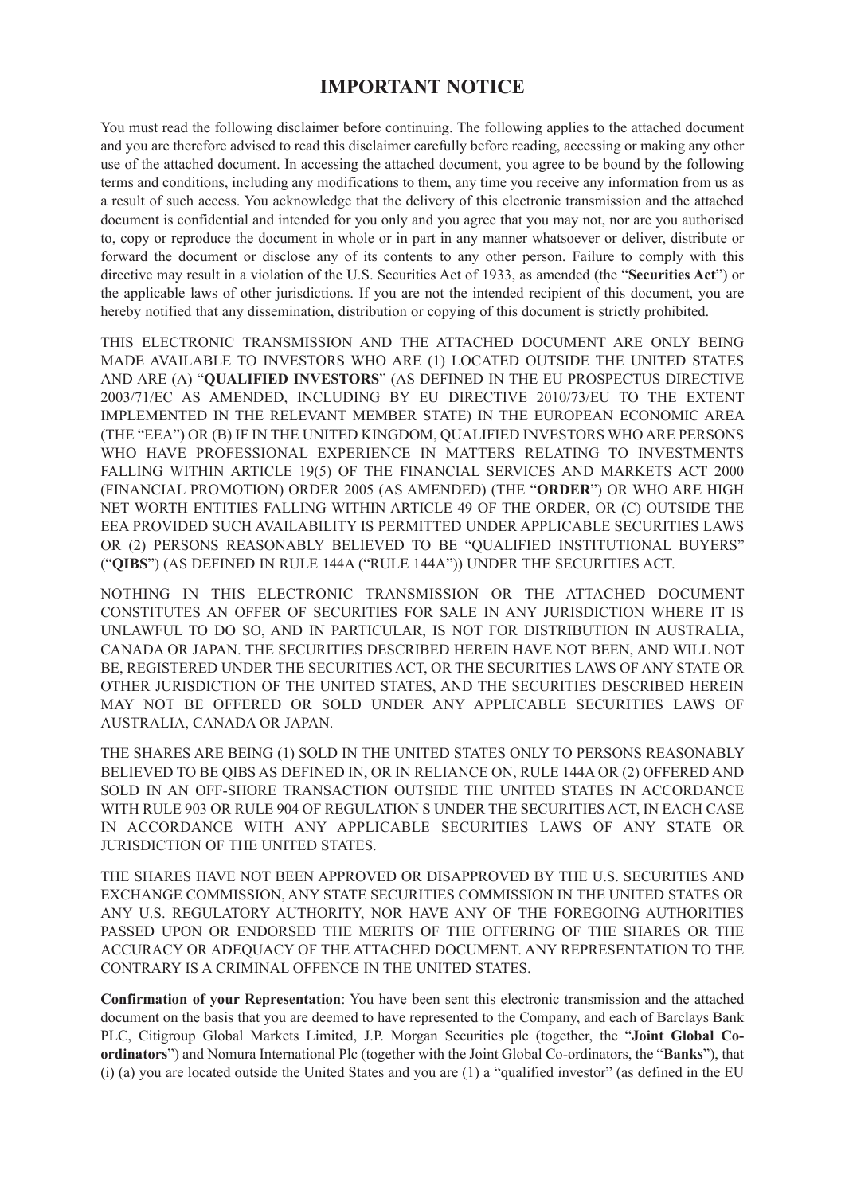# IMPORTANT NOTICE

You must read the following disclaimer before continuing. The following applies to the attached document and you are therefore advised to read this disclaimer carefully before reading, accessing or making any other use of the attached document. In accessing the attached document, you agree to be bound by the following terms and conditions, including any modifications to them, any time you receive any information from us as a result of such access. You acknowledge that the delivery of this electronic transmission and the attached document is confidential and intended for you only and you agree that you may not, nor are you authorised to, copy or reproduce the document in whole or in part in any manner whatsoever or deliver, distribute or forward the document or disclose any of its contents to any other person. Failure to comply with this directive may result in a violation of the U.S. Securities Act of 1933, as amended (the "**Securities Act**") or the applicable laws of other jurisdictions. If you are not the intended recipient of this document, you are hereby notified that any dissemination, distribution or copying of this document is strictly prohibited.

THIS ELECTRONIC TRANSMISSION AND THE ATTACHED DOCUMENT ARE ONLY BEING MADE AVAILABLE TO INVESTORS WHO ARE (1) LOCATED OUTSIDE THE UNITED STATES AND ARE (A) "**QUALIFIED INVESTORS**" (AS DEFINED IN THE EU PROSPECTUS DIRECTIVE 2003/71/EC AS AMENDED, INCLUDING BY EU DIRECTIVE 2010/73/EU TO THE EXTENT IMPLEMENTED IN THE RELEVANT MEMBER STATE) IN THE EUROPEAN ECONOMIC AREA (THE "EEA") OR (B) IF IN THE UNITED KINGDOM, QUALIFIED INVESTORS WHO ARE PERSONS WHO HAVE PROFESSIONAL EXPERIENCE IN MATTERS RELATING TO INVESTMENTS FALLING WITHIN ARTICLE 19(5) OF THE FINANCIAL SERVICES AND MARKETS ACT 2000 (FINANCIAL PROMOTION) ORDER 2005 (AS AMENDED) (THE "**ORDER**") OR WHO ARE HIGH NET WORTH ENTITIES FALLING WITHIN ARTICLE 49 OF THE ORDER, OR (C) OUTSIDE THE EEA PROVIDED SUCH AVAILABILITY IS PERMITTED UNDER APPLICABLE SECURITIES LAWS OR (2) PERSONS REASONABLY BELIEVED TO BE "QUALIFIED INSTITUTIONAL BUYERS" ("**QIBS**") (AS DEFINED IN RULE 144A ("RULE 144A")) UNDER THE SECURITIES ACT.

NOTHING IN THIS ELECTRONIC TRANSMISSION OR THE ATTACHED DOCUMENT CONSTITUTES AN OFFER OF SECURITIES FOR SALE IN ANY JURISDICTION WHERE IT IS UNLAWFUL TO DO SO, AND IN PARTICULAR, IS NOT FOR DISTRIBUTION IN AUSTRALIA, CANADA OR JAPAN. THE SECURITIES DESCRIBED HEREIN HAVE NOT BEEN, AND WILL NOT BE, REGISTERED UNDER THE SECURITIES ACT, OR THE SECURITIES LAWS OF ANY STATE OR OTHER JURISDICTION OF THE UNITED STATES, AND THE SECURITIES DESCRIBED HEREIN MAY NOT BE OFFERED OR SOLD UNDER ANY APPLICABLE SECURITIES LAWS OF AUSTRALIA, CANADA OR JAPAN.

THE SHARES ARE BEING (1) SOLD IN THE UNITED STATES ONLY TO PERSONS REASONABLY BELIEVED TO BE QIBS AS DEFINED IN, OR IN RELIANCE ON, RULE 144A OR (2) OFFERED AND SOLD IN AN OFF-SHORE TRANSACTION OUTSIDE THE UNITED STATES IN ACCORDANCE WITH RULE 903 OR RULE 904 OF REGULATION S UNDER THE SECURITIES ACT, IN EACH CASE IN ACCORDANCE WITH ANY APPLICABLE SECURITIES LAWS OF ANY STATE OR JURISDICTION OF THE UNITED STATES.

THE SHARES HAVE NOT BEEN APPROVED OR DISAPPROVED BY THE U.S. SECURITIES AND EXCHANGE COMMISSION, ANY STATE SECURITIES COMMISSION IN THE UNITED STATES OR ANY U.S. REGULATORY AUTHORITY, NOR HAVE ANY OF THE FOREGOING AUTHORITIES PASSED UPON OR ENDORSED THE MERITS OF THE OFFERING OF THE SHARES OR THE ACCURACY OR ADEQUACY OF THE ATTACHED DOCUMENT. ANY REPRESENTATION TO THE CONTRARY IS A CRIMINAL OFFENCE IN THE UNITED STATES.

**Confirmation of your Representation**: You have been sent this electronic transmission and the attached document on the basis that you are deemed to have represented to the Company, and each of Barclays Bank PLC, Citigroup Global Markets Limited, J.P. Morgan Securities plc (together, the "**Joint Global Co-ordinators**") and Nomura International Plc (together with the Joint Global Co-ordinators, the "**Banks**"), that (i) (a) you are located outside the United States and you are (1) a "qualified investor" (as defined in the EU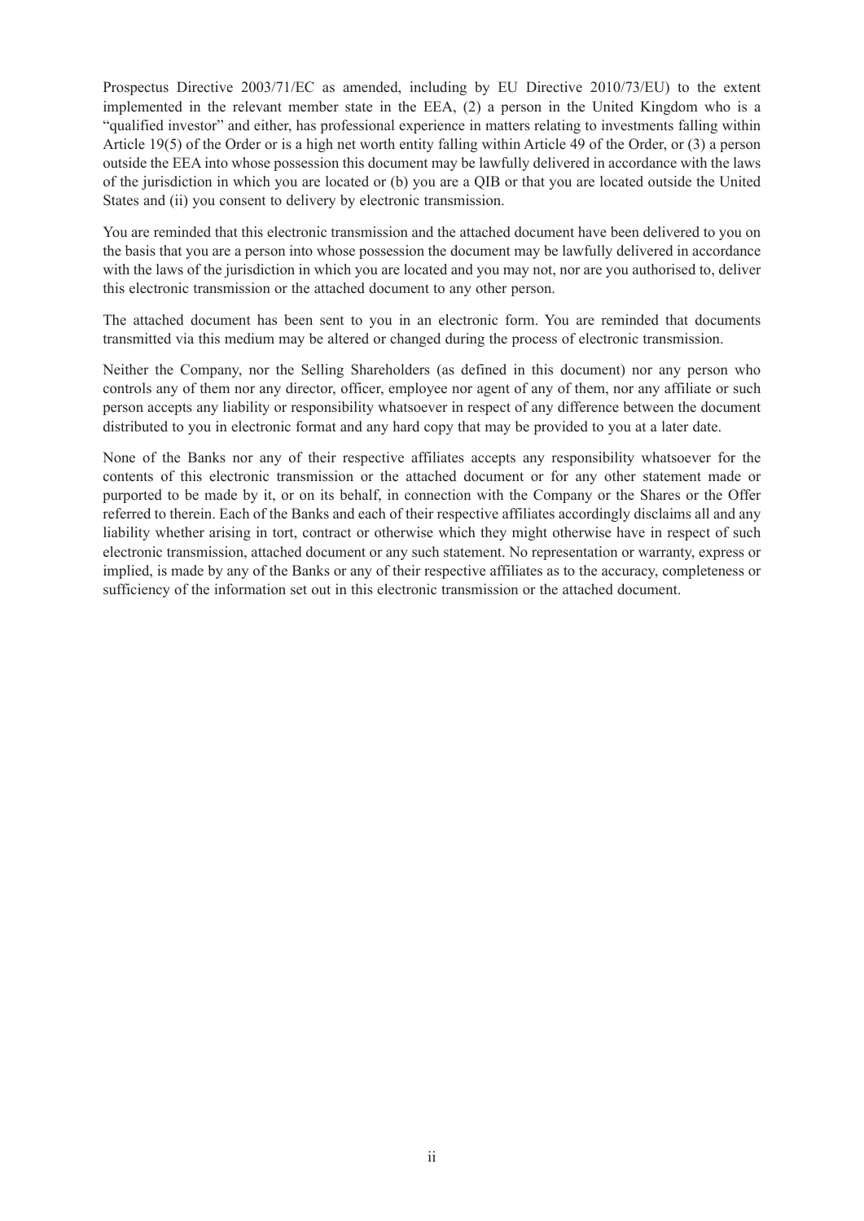Prospectus Directive 2003/71/EC as amended, including by EU Directive 2010/73/EU) to the extent implemented in the relevant member state in the EEA, (2) a person in the United Kingdom who is a "qualified investor" and either, has professional experience in matters relating to investments falling within Article 19(5) of the Order or is a high net worth entity falling within Article 49 of the Order, or (3) a person outside the EEA into whose possession this document may be lawfully delivered in accordance with the laws of the jurisdiction in which you are located or (b) you are a QIB or that you are located outside the United States and (ii) you consent to delivery by electronic transmission.

You are reminded that this electronic transmission and the attached document have been delivered to you on the basis that you are a person into whose possession the document may be lawfully delivered in accordance with the laws of the jurisdiction in which you are located and you may not, nor are you authorised to, deliver this electronic transmission or the attached document to any other person.

The attached document has been sent to you in an electronic form. You are reminded that documents transmitted via this medium may be altered or changed during the process of electronic transmission.

Neither the Company, nor the Selling Shareholders (as defined in this document) nor any person who controls any of them nor any director, officer, employee nor agent of any of them, nor any affiliate or such person accepts any liability or responsibility whatsoever in respect of any difference between the document distributed to you in electronic format and any hard copy that may be provided to you at a later date.

None of the Banks nor any of their respective affiliates accepts any responsibility whatsoever for the contents of this electronic transmission or the attached document or for any other statement made or purported to be made by it, or on its behalf, in connection with the Company or the Shares or the Offer referred to therein. Each of the Banks and each of their respective affiliates accordingly disclaims all and any liability whether arising in tort, contract or otherwise which they might otherwise have in respect of such electronic transmission, attached document or any such statement. No representation or warranty, express or implied, is made by any of the Banks or any of their respective affiliates as to the accuracy, completeness or sufficiency of the information set out in this electronic transmission or the attached document.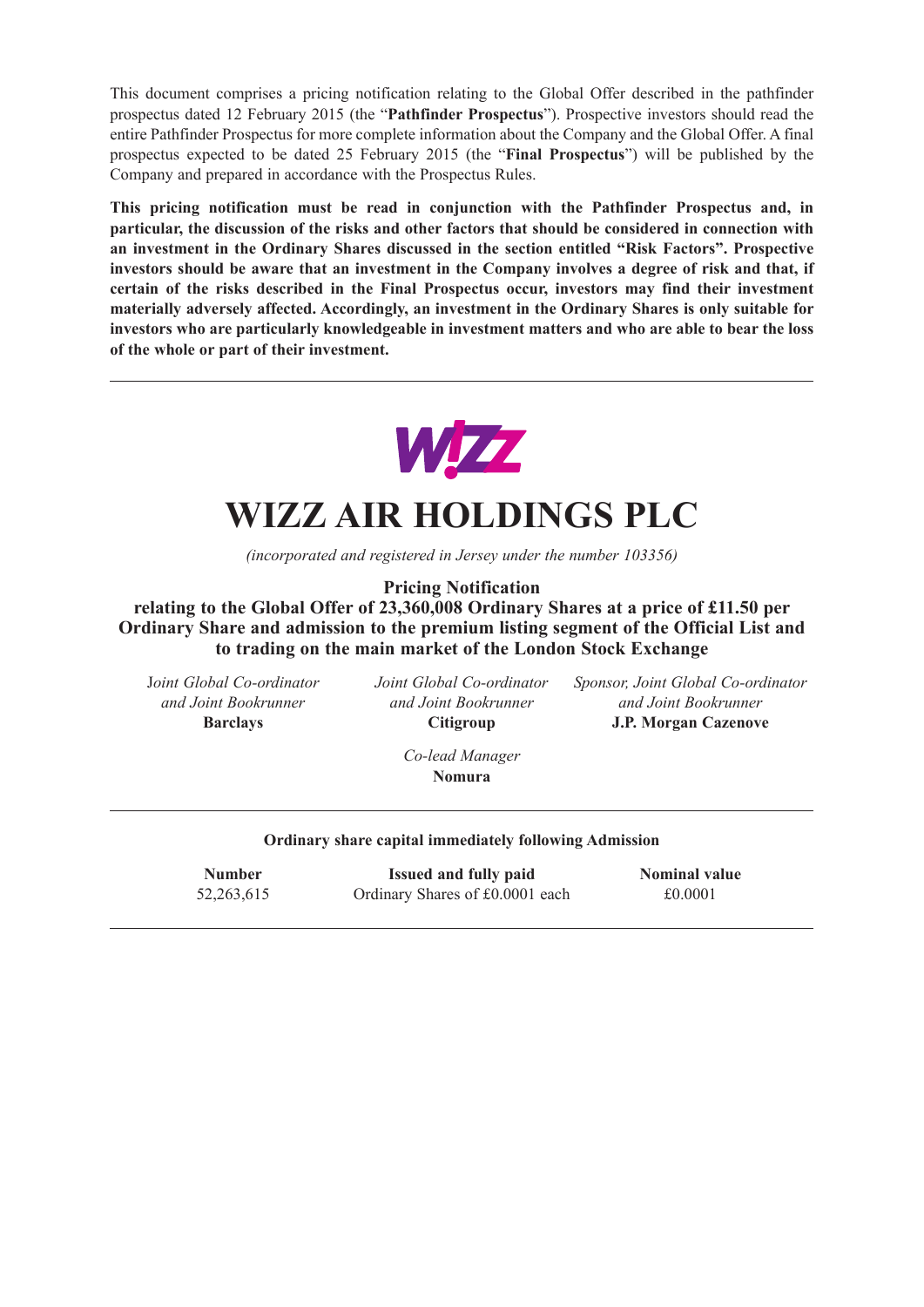This document comprises a pricing notification relating to the Global Offer described in the pathfinder prospectus dated 12 February 2015 (the "**Pathfinder Prospectus**"). Prospective investors should read the entire Pathfinder Prospectus for more complete information about the Company and the Global Offer. A final prospectus expected to be dated 25 February 2015 (the "**Final Prospectus**") will be published by the Company and prepared in accordance with the Prospectus Rules.

**This pricing notification must be read in conjunction with the Pathfinder Prospectus and, in particular, the discussion of the risks and other factors that should be considered in connection with an investment in the Ordinary Shares discussed in the section entitled "Risk Factors". Prospective investors should be aware that an investment in the Company involves a degree of risk and that, if certain of the risks described in the Final Prospectus occur, investors may find their investment materially adversely affected. Accordingly, an investment in the Ordinary Shares is only suitable for investors who are particularly knowledgeable in investment matters and who are able to bear the loss of the whole or part of their investment.**

---

WIZZ

# WIZZ AIR HOLDINGS PLC

*(incorporated and registered in Jersey under the number 103356)*

**Pricing Notification**
**relating to the Global Offer of 23,360,008 Ordinary Shares at a price of £11.50 per Ordinary Share and admission to the premium listing segment of the Official List and to trading on the main market of the London Stock Exchange**

*Joint Global Co-ordinator and Joint Bookrunner*
**Barclays**

*Joint Global Co-ordinator and Joint Bookrunner*
**Citigroup**

*Sponsor, Joint Global Co-ordinator and Joint Bookrunner*
**J.P. Morgan Cazenove**

*Co-lead Manager*
**Nomura**

---

**Ordinary share capital immediately following Admission**

| Number | Issued and fully paid | Nominal value |
| --- | --- | --- |
| 52,263,615 | Ordinary Shares of £0.0001 each | £0.0001 |

---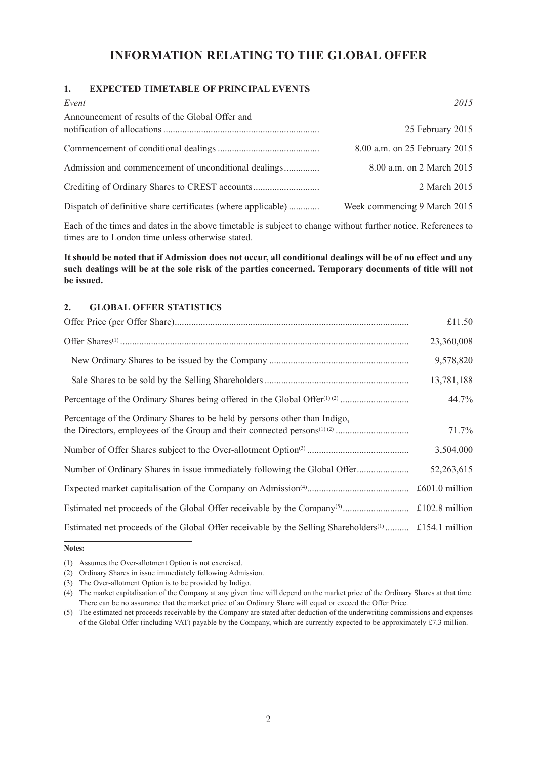# INFORMATION RELATING TO THE GLOBAL OFFER

## 1. EXPECTED TIMETABLE OF PRINCIPAL EVENTS

| *Event* | *2015* |
|---|---|
| Announcement of results of the Global Offer and notification of allocations | 25 February 2015 |
| Commencement of conditional dealings | 8.00 a.m. on 25 February 2015 |
| Admission and commencement of unconditional dealings | 8.00 a.m. on 2 March 2015 |
| Crediting of Ordinary Shares to CREST accounts | 2 March 2015 |
| Dispatch of definitive share certificates (where applicable) | Week commencing 9 March 2015 |

Each of the times and dates in the above timetable is subject to change without further notice. References to times are to London time unless otherwise stated.

**It should be noted that if Admission does not occur, all conditional dealings will be of no effect and any such dealings will be at the sole risk of the parties concerned. Temporary documents of title will not be issued.**

## 2. GLOBAL OFFER STATISTICS

| | |
|---|---|
| Offer Price (per Offer Share) | £11.50 |
| Offer Shares[(1)] | 23,360,008 |
| – New Ordinary Shares to be issued by the Company | 9,578,820 |
| – Sale Shares to be sold by the Selling Shareholders | 13,781,188 |
| Percentage of the Ordinary Shares being offered in the Global Offer[(1) (2)] | 44.7% |
| Percentage of the Ordinary Shares to be held by persons other than Indigo, the Directors, employees of the Group and their connected persons[(1) (2)] | 71.7% |
| Number of Offer Shares subject to the Over-allotment Option[(3)] | 3,504,000 |
| Number of Ordinary Shares in issue immediately following the Global Offer | 52,263,615 |
| Expected market capitalisation of the Company on Admission[(4)] | £601.0 million |
| Estimated net proceeds of the Global Offer receivable by the Company[(5)] | £102.8 million |
| Estimated net proceeds of the Global Offer receivable by the Selling Shareholders[(1)] | £154.1 million |

**Notes:**

(1) Assumes the Over-allotment Option is not exercised.

(2) Ordinary Shares in issue immediately following Admission.

(3) The Over-allotment Option is to be provided by Indigo.

(4) The market capitalisation of the Company at any given time will depend on the market price of the Ordinary Shares at that time. There can be no assurance that the market price of an Ordinary Share will equal or exceed the Offer Price.

(5) The estimated net proceeds receivable by the Company are stated after deduction of the underwriting commissions and expenses of the Global Offer (including VAT) payable by the Company, which are currently expected to be approximately £7.3 million.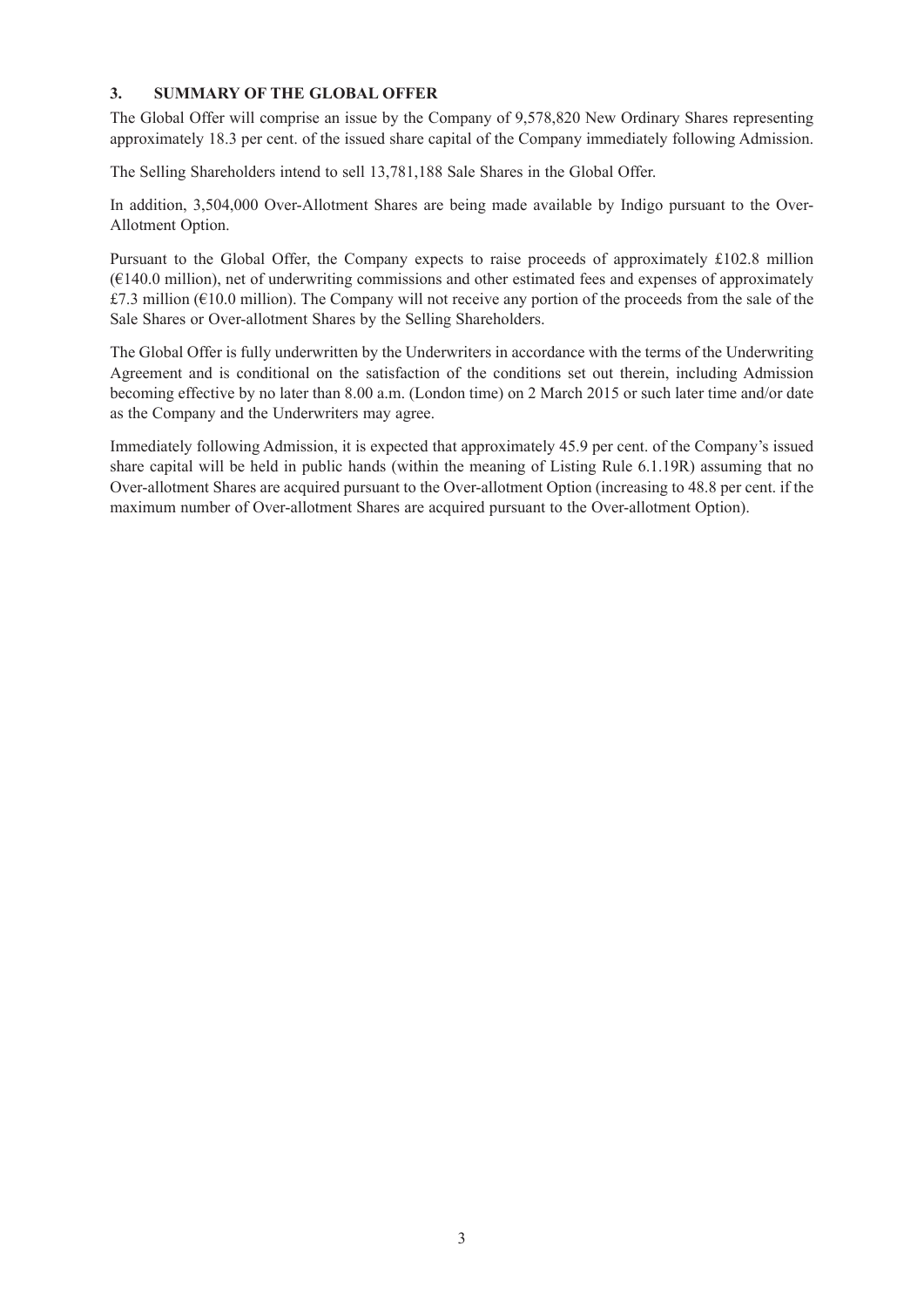### 3. SUMMARY OF THE GLOBAL OFFER

The Global Offer will comprise an issue by the Company of 9,578,820 New Ordinary Shares representing approximately 18.3 per cent. of the issued share capital of the Company immediately following Admission.

The Selling Shareholders intend to sell 13,781,188 Sale Shares in the Global Offer.

In addition, 3,504,000 Over-Allotment Shares are being made available by Indigo pursuant to the Over-Allotment Option.

Pursuant to the Global Offer, the Company expects to raise proceeds of approximately £102.8 million (€140.0 million), net of underwriting commissions and other estimated fees and expenses of approximately £7.3 million (€10.0 million). The Company will not receive any portion of the proceeds from the sale of the Sale Shares or Over-allotment Shares by the Selling Shareholders.

The Global Offer is fully underwritten by the Underwriters in accordance with the terms of the Underwriting Agreement and is conditional on the satisfaction of the conditions set out therein, including Admission becoming effective by no later than 8.00 a.m. (London time) on 2 March 2015 or such later time and/or date as the Company and the Underwriters may agree.

Immediately following Admission, it is expected that approximately 45.9 per cent. of the Company's issued share capital will be held in public hands (within the meaning of Listing Rule 6.1.19R) assuming that no Over-allotment Shares are acquired pursuant to the Over-allotment Option (increasing to 48.8 per cent. if the maximum number of Over-allotment Shares are acquired pursuant to the Over-allotment Option).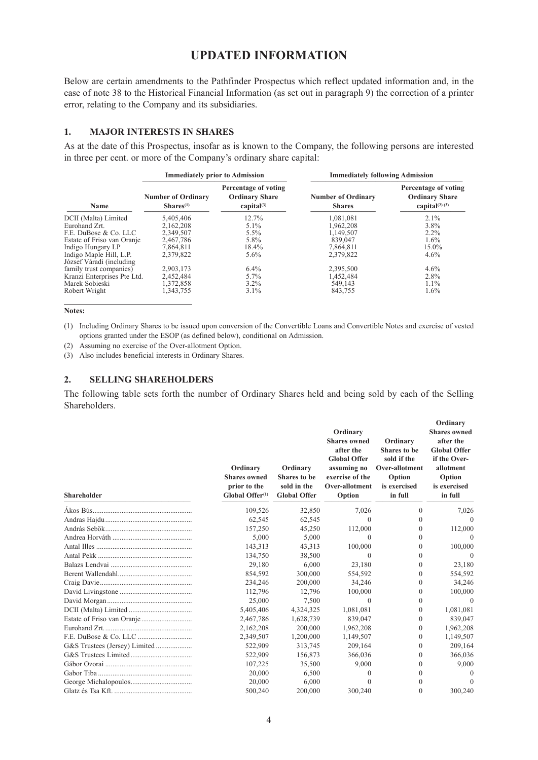# UPDATED INFORMATION

Below are certain amendments to the Pathfinder Prospectus which reflect updated information and, in the case of note 38 to the Historical Financial Information (as set out in paragraph 9) the correction of a printer error, relating to the Company and its subsidiaries.

## 1. MAJOR INTERESTS IN SHARES

As at the date of this Prospectus, insofar as is known to the Company, the following persons are interested in three per cent. or more of the Company's ordinary share capital:

| | Immediately prior to Admission | | Immediately following Admission | |
|---|---|---|---|---|
| Name | Number of Ordinary Shares[(1)] | Percentage of voting Ordinary Share capital[(3)] | Number of Ordinary Shares | Percentage of voting Ordinary Share capital[(2) (3)] |
| DCII (Malta) Limited | 5,405,406 | 12.7% | 1,081,081 | 2.1% |
| Eurohand Zrt. | 2,162,208 | 5.1% | 1,962,208 | 3.8% |
| F.E. DuBose & Co. LLC | 2,349,507 | 5.5% | 1,149,507 | 2.2% |
| Estate of Friso van Oranje | 2,467,786 | 5.8% | 839,047 | 1.6% |
| Indigo Hungary LP | 7,864,811 | 18.4% | 7,864,811 | 15.0% |
| Indigo Maple Hill, L.P. | 2,379,822 | 5.6% | 2,379,822 | 4.6% |
| József Váradi (including family trust companies) | 2,903,173 | 6.4% | 2,395,500 | 4.6% |
| Kranzi Enterprises Pte Ltd. | 2,452,484 | 5.7% | 1,452,484 | 2.8% |
| Marek Sobieski | 1,372,858 | 3.2% | 549,143 | 1.1% |
| Robert Wright | 1,343,755 | 3.1% | 843,755 | 1.6% |

**Notes:**

(1) Including Ordinary Shares to be issued upon conversion of the Convertible Loans and Convertible Notes and exercise of vested options granted under the ESOP (as defined below), conditional on Admission.

(2) Assuming no exercise of the Over-allotment Option.

(3) Also includes beneficial interests in Ordinary Shares.

## 2. SELLING SHAREHOLDERS

The following table sets forth the number of Ordinary Shares held and being sold by each of the Selling Shareholders.

| Shareholder | Ordinary Shares owned prior to the Global Offer[(1)] | Ordinary Shares to be sold in the Global Offer | Ordinary Shares owned after the Global Offer assuming no exercise of the Over-allotment Option | Ordinary Shares to be sold if the Over-allotment Option is exercised in full | Ordinary Shares owned after the Global Offer if the Over-allotment Option is exercised in full |
|---|---|---|---|---|---|
| Ákos Bús | 109,526 | 32,850 | 7,026 | 0 | 7,026 |
| Andras Hajdu | 62,545 | 62,545 | 0 | 0 | 0 |
| András Sebök | 157,250 | 45,250 | 112,000 | 0 | 112,000 |
| Andrea Horváth | 5,000 | 5,000 | 0 | 0 | 0 |
| Antal Illes | 143,313 | 43,313 | 100,000 | 0 | 100,000 |
| Antal Pekk | 134,750 | 38,500 | 0 | 0 | 0 |
| Balazs Lendvai | 29,180 | 6,000 | 23,180 | 0 | 23,180 |
| Berent Wallendahl | 854,592 | 300,000 | 554,592 | 0 | 554,592 |
| Craig Davie | 234,246 | 200,000 | 34,246 | 0 | 34,246 |
| David Livingstone | 112,796 | 12,796 | 100,000 | 0 | 100,000 |
| David Morgan | 25,000 | 7,500 | 0 | 0 | 0 |
| DCII (Malta) Limited | 5,405,406 | 4,324,325 | 1,081,081 | 0 | 1,081,081 |
| Estate of Friso van Oranje | 2,467,786 | 1,628,739 | 839,047 | 0 | 839,047 |
| Eurohand Zrt. | 2,162,208 | 200,000 | 1,962,208 | 0 | 1,962,208 |
| F.E. DuBose & Co. LLC | 2,349,507 | 1,200,000 | 1,149,507 | 0 | 1,149,507 |
| G&S Trustees (Jersey) Limited | 522,909 | 313,745 | 209,164 | 0 | 209,164 |
| G&S Trustees Limited | 522,909 | 156,873 | 366,036 | 0 | 366,036 |
| Gábor Ozorai | 107,225 | 35,500 | 9,000 | 0 | 9,000 |
| Gabor Tiba | 20,000 | 6,500 | 0 | 0 | 0 |
| George Michalopoulos | 20,000 | 6,000 | 0 | 0 | 0 |
| Glatz és Tsa Kft. | 500,240 | 200,000 | 300,240 | 0 | 300,240 |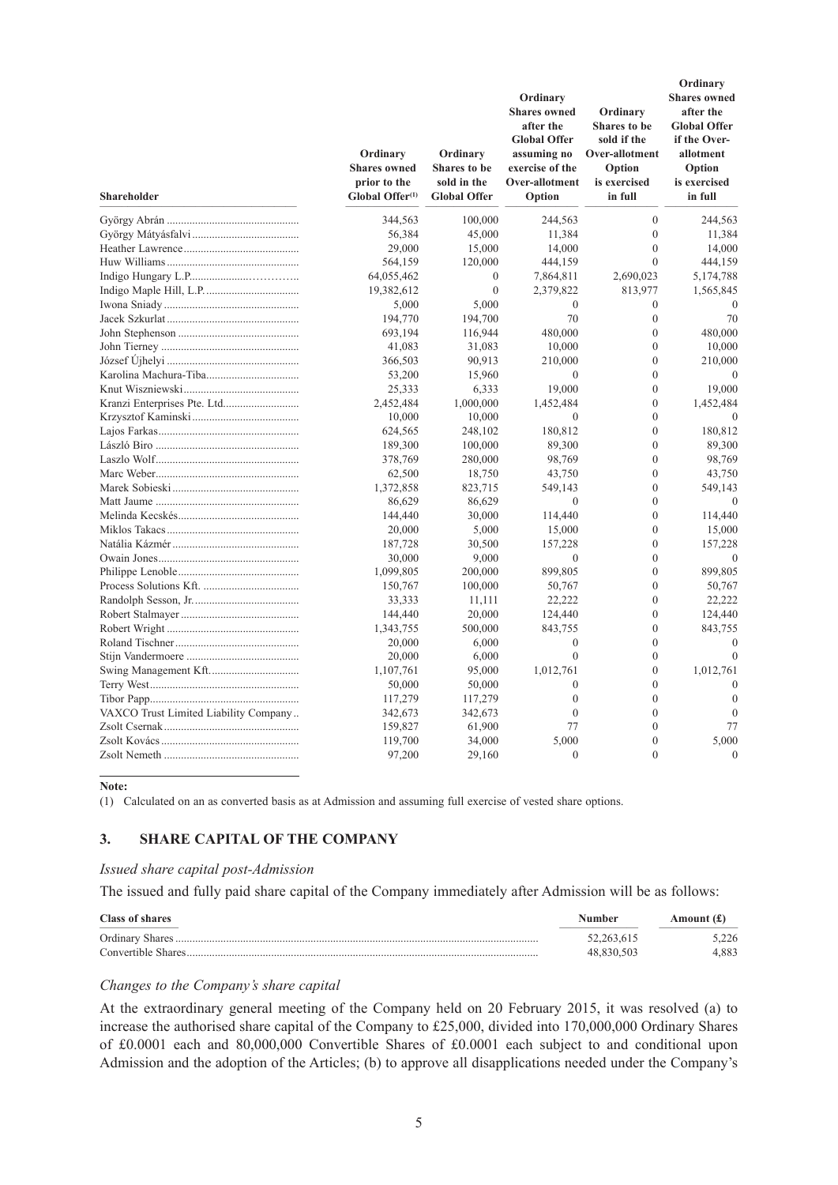| Shareholder | Ordinary Shares owned prior to the Global Offer(1) | Ordinary Shares to be sold in the Global Offer | Ordinary Shares owned after the Global Offer assuming no exercise of the Over-allotment Option | Ordinary Shares to be sold if the Over-allotment Option is exercised in full | Ordinary Shares owned after the Global Offer if the Over-allotment Option is exercised in full |
|---|---|---|---|---|---|
| György Abrán | 344,563 | 100,000 | 244,563 | 0 | 244,563 |
| György Mátyásfalvi | 56,384 | 45,000 | 11,384 | 0 | 11,384 |
| Heather Lawrence | 29,000 | 15,000 | 14,000 | 0 | 14,000 |
| Huw Williams | 564,159 | 120,000 | 444,159 | 0 | 444,159 |
| Indigo Hungary L.P. | 64,055,462 | 0 | 7,864,811 | 2,690,023 | 5,174,788 |
| Indigo Maple Hill, L.P. | 19,382,612 | 0 | 2,379,822 | 813,977 | 1,565,845 |
| Iwona Sniady | 5,000 | 5,000 | 0 | 0 | 0 |
| Jacek Szkurlat | 194,770 | 194,700 | 70 | 0 | 70 |
| John Stephenson | 693,194 | 116,944 | 480,000 | 0 | 480,000 |
| John Tierney | 41,083 | 31,083 | 10,000 | 0 | 10,000 |
| József Újhelyi | 366,503 | 90,913 | 210,000 | 0 | 210,000 |
| Karolina Machura-Tiba | 53,200 | 15,960 | 0 | 0 | 0 |
| Knut Wiszniewski | 25,333 | 6,333 | 19,000 | 0 | 19,000 |
| Kranzi Enterprises Pte. Ltd. | 2,452,484 | 1,000,000 | 1,452,484 | 0 | 1,452,484 |
| Krzysztof Kaminski | 10,000 | 10,000 | 0 | 0 | 0 |
| Lajos Farkas | 624,565 | 248,102 | 180,812 | 0 | 180,812 |
| László Biro | 189,300 | 100,000 | 89,300 | 0 | 89,300 |
| Laszlo Wolf | 378,769 | 280,000 | 98,769 | 0 | 98,769 |
| Marc Weber | 62,500 | 18,750 | 43,750 | 0 | 43,750 |
| Marek Sobieski | 1,372,858 | 823,715 | 549,143 | 0 | 549,143 |
| Matt Jaume | 86,629 | 86,629 | 0 | 0 | 0 |
| Melinda Kecskés | 144,440 | 30,000 | 114,440 | 0 | 114,440 |
| Miklos Takacs | 20,000 | 5,000 | 15,000 | 0 | 15,000 |
| Natália Kázmér | 187,728 | 30,500 | 157,228 | 0 | 157,228 |
| Owain Jones | 30,000 | 9,000 | 0 | 0 | 0 |
| Philippe Lenoble | 1,099,805 | 200,000 | 899,805 | 0 | 899,805 |
| Process Solutions Kft. | 150,767 | 100,000 | 50,767 | 0 | 50,767 |
| Randolph Sesson, Jr. | 33,333 | 11,111 | 22,222 | 0 | 22,222 |
| Robert Stalmayer | 144,440 | 20,000 | 124,440 | 0 | 124,440 |
| Robert Wright | 1,343,755 | 500,000 | 843,755 | 0 | 843,755 |
| Roland Tischner | 20,000 | 6,000 | 0 | 0 | 0 |
| Stijn Vandermoere | 20,000 | 6,000 | 0 | 0 | 0 |
| Swing Management Kft. | 1,107,761 | 95,000 | 1,012,761 | 0 | 1,012,761 |
| Terry West | 50,000 | 50,000 | 0 | 0 | 0 |
| Tibor Papp | 117,279 | 117,279 | 0 | 0 | 0 |
| VAXCO Trust Limited Liability Company | 342,673 | 342,673 | 0 | 0 | 0 |
| Zsolt Csernak | 159,827 | 61,900 | 77 | 0 | 77 |
| Zsolt Kovács | 119,700 | 34,000 | 5,000 | 0 | 5,000 |
| Zsolt Nemeth | 97,200 | 29,160 | 0 | 0 | 0 |

**Note:**

(1) Calculated on an as converted basis as at Admission and assuming full exercise of vested share options.

## 3. SHARE CAPITAL OF THE COMPANY

*Issued share capital post-Admission*

The issued and fully paid share capital of the Company immediately after Admission will be as follows:

| Class of shares | Number | Amount (£) |
|---|---|---|
| Ordinary Shares | 52,263,615 | 5,226 |
| Convertible Shares | 48,830,503 | 4,883 |

*Changes to the Company's share capital*

At the extraordinary general meeting of the Company held on 20 February 2015, it was resolved (a) to increase the authorised share capital of the Company to £25,000, divided into 170,000,000 Ordinary Shares of £0.0001 each and 80,000,000 Convertible Shares of £0.0001 each subject to and conditional upon Admission and the adoption of the Articles; (b) to approve all disapplications needed under the Company's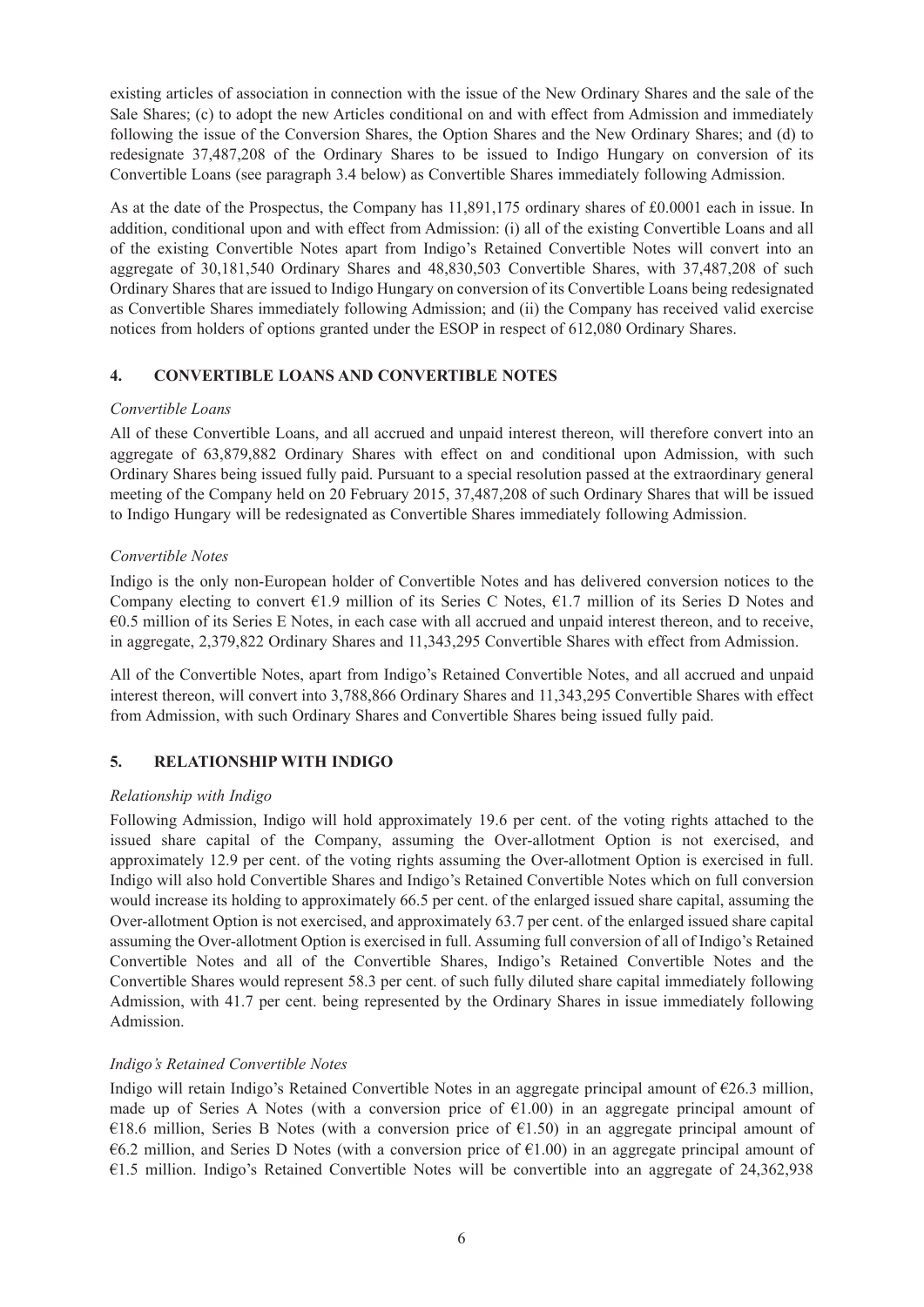existing articles of association in connection with the issue of the New Ordinary Shares and the sale of the Sale Shares; (c) to adopt the new Articles conditional on and with effect from Admission and immediately following the issue of the Conversion Shares, the Option Shares and the New Ordinary Shares; and (d) to redesignate 37,487,208 of the Ordinary Shares to be issued to Indigo Hungary on conversion of its Convertible Loans (see paragraph 3.4 below) as Convertible Shares immediately following Admission.

As at the date of the Prospectus, the Company has 11,891,175 ordinary shares of £0.0001 each in issue. In addition, conditional upon and with effect from Admission: (i) all of the existing Convertible Loans and all of the existing Convertible Notes apart from Indigo's Retained Convertible Notes will convert into an aggregate of 30,181,540 Ordinary Shares and 48,830,503 Convertible Shares, with 37,487,208 of such Ordinary Shares that are issued to Indigo Hungary on conversion of its Convertible Loans being redesignated as Convertible Shares immediately following Admission; and (ii) the Company has received valid exercise notices from holders of options granted under the ESOP in respect of 612,080 Ordinary Shares.

## 4. CONVERTIBLE LOANS AND CONVERTIBLE NOTES

*Convertible Loans*

All of these Convertible Loans, and all accrued and unpaid interest thereon, will therefore convert into an aggregate of 63,879,882 Ordinary Shares with effect on and conditional upon Admission, with such Ordinary Shares being issued fully paid. Pursuant to a special resolution passed at the extraordinary general meeting of the Company held on 20 February 2015, 37,487,208 of such Ordinary Shares that will be issued to Indigo Hungary will be redesignated as Convertible Shares immediately following Admission.

*Convertible Notes*

Indigo is the only non-European holder of Convertible Notes and has delivered conversion notices to the Company electing to convert €1.9 million of its Series C Notes, €1.7 million of its Series D Notes and €0.5 million of its Series E Notes, in each case with all accrued and unpaid interest thereon, and to receive, in aggregate, 2,379,822 Ordinary Shares and 11,343,295 Convertible Shares with effect from Admission.

All of the Convertible Notes, apart from Indigo's Retained Convertible Notes, and all accrued and unpaid interest thereon, will convert into 3,788,866 Ordinary Shares and 11,343,295 Convertible Shares with effect from Admission, with such Ordinary Shares and Convertible Shares being issued fully paid.

## 5. RELATIONSHIP WITH INDIGO

*Relationship with Indigo*

Following Admission, Indigo will hold approximately 19.6 per cent. of the voting rights attached to the issued share capital of the Company, assuming the Over-allotment Option is not exercised, and approximately 12.9 per cent. of the voting rights assuming the Over-allotment Option is exercised in full. Indigo will also hold Convertible Shares and Indigo's Retained Convertible Notes which on full conversion would increase its holding to approximately 66.5 per cent. of the enlarged issued share capital, assuming the Over-allotment Option is not exercised, and approximately 63.7 per cent. of the enlarged issued share capital assuming the Over-allotment Option is exercised in full. Assuming full conversion of all of Indigo's Retained Convertible Notes and all of the Convertible Shares, Indigo's Retained Convertible Notes and the Convertible Shares would represent 58.3 per cent. of such fully diluted share capital immediately following Admission, with 41.7 per cent. being represented by the Ordinary Shares in issue immediately following Admission.

*Indigo's Retained Convertible Notes*

Indigo will retain Indigo's Retained Convertible Notes in an aggregate principal amount of €26.3 million, made up of Series A Notes (with a conversion price of €1.00) in an aggregate principal amount of €18.6 million, Series B Notes (with a conversion price of €1.50) in an aggregate principal amount of €6.2 million, and Series D Notes (with a conversion price of €1.00) in an aggregate principal amount of €1.5 million. Indigo's Retained Convertible Notes will be convertible into an aggregate of 24,362,938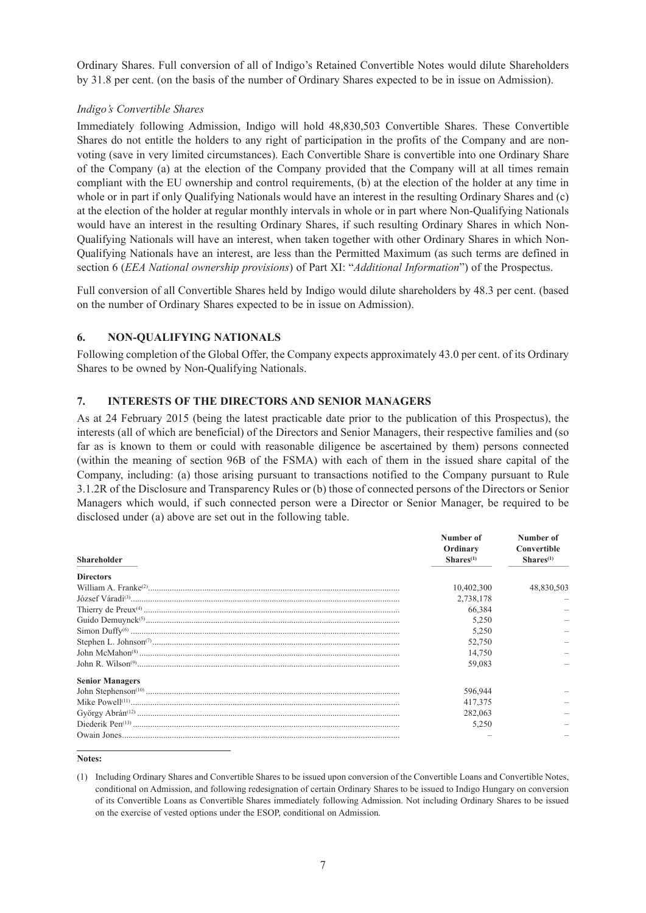Ordinary Shares. Full conversion of all of Indigo's Retained Convertible Notes would dilute Shareholders by 31.8 per cent. (on the basis of the number of Ordinary Shares expected to be in issue on Admission).

*Indigo's Convertible Shares*

Immediately following Admission, Indigo will hold 48,830,503 Convertible Shares. These Convertible Shares do not entitle the holders to any right of participation in the profits of the Company and are non-voting (save in very limited circumstances). Each Convertible Share is convertible into one Ordinary Share of the Company (a) at the election of the Company provided that the Company will at all times remain compliant with the EU ownership and control requirements, (b) at the election of the holder at any time in whole or in part if only Qualifying Nationals would have an interest in the resulting Ordinary Shares and (c) at the election of the holder at regular monthly intervals in whole or in part where Non-Qualifying Nationals would have an interest in the resulting Ordinary Shares, if such resulting Ordinary Shares in which Non-Qualifying Nationals will have an interest, when taken together with other Ordinary Shares in which Non-Qualifying Nationals have an interest, are less than the Permitted Maximum (as such terms are defined in section 6 (*EEA National ownership provisions*) of Part XI: "*Additional Information*") of the Prospectus.

Full conversion of all Convertible Shares held by Indigo would dilute shareholders by 48.3 per cent. (based on the number of Ordinary Shares expected to be in issue on Admission).

## 6. NON-QUALIFYING NATIONALS

Following completion of the Global Offer, the Company expects approximately 43.0 per cent. of its Ordinary Shares to be owned by Non-Qualifying Nationals.

## 7. INTERESTS OF THE DIRECTORS AND SENIOR MANAGERS

As at 24 February 2015 (being the latest practicable date prior to the publication of this Prospectus), the interests (all of which are beneficial) of the Directors and Senior Managers, their respective families and (so far as is known to them or could with reasonable diligence be ascertained by them) persons connected (within the meaning of section 96B of the FSMA) with each of them in the issued share capital of the Company, including: (a) those arising pursuant to transactions notified to the Company pursuant to Rule 3.1.2R of the Disclosure and Transparency Rules or (b) those of connected persons of the Directors or Senior Managers which would, if such connected person were a Director or Senior Manager, be required to be disclosed under (a) above are set out in the following table.

| Shareholder | Number of Ordinary Shares[(1)] | Number of Convertible Shares[(1)] |
|---|---|---|
| **Directors** | | |
| William A. Franke[(2)] | 10,402,300 | 48,830,503 |
| József Váradi[(3)] | 2,738,178 | – |
| Thierry de Preux[(4)] | 66,384 | – |
| Guido Demuynck[(5)] | 5,250 | – |
| Simon Duffy[(6)] | 5,250 | – |
| Stephen L. Johnson[(7)] | 52,750 | – |
| John McMahon[(8)] | 14,750 | – |
| John R. Wilson[(9)] | 59,083 | – |
| **Senior Managers** | | |
| John Stephenson[(10)] | 596,944 | – |
| Mike Powell[(11)] | 417,375 | – |
| György Abrán[(12)] | 282,063 | – |
| Diederik Pen[(13)] | 5,250 | – |
| Owain Jones | – | – |

**Notes:**

(1) Including Ordinary Shares and Convertible Shares to be issued upon conversion of the Convertible Loans and Convertible Notes, conditional on Admission, and following redesignation of certain Ordinary Shares to be issued to Indigo Hungary on conversion of its Convertible Loans as Convertible Shares immediately following Admission. Not including Ordinary Shares to be issued on the exercise of vested options under the ESOP, conditional on Admission.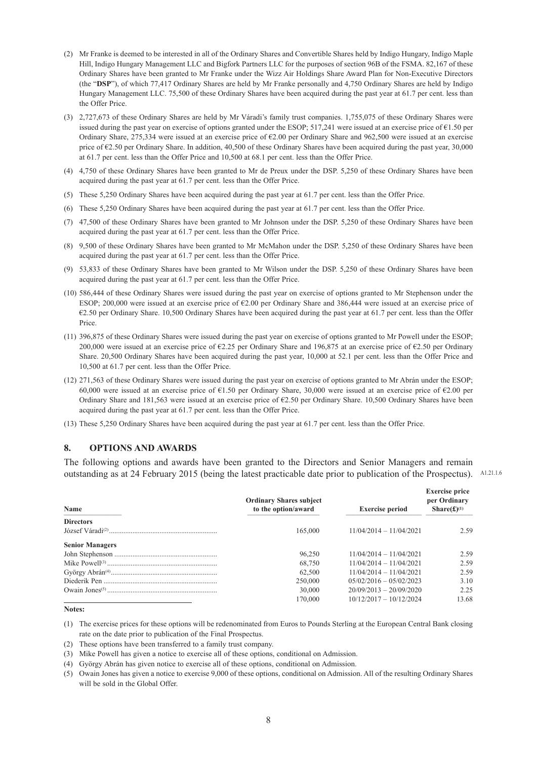(2) Mr Franke is deemed to be interested in all of the Ordinary Shares and Convertible Shares held by Indigo Hungary, Indigo Maple Hill, Indigo Hungary Management LLC and Bigfork Partners LLC for the purposes of section 96B of the FSMA. 82,167 of these Ordinary Shares have been granted to Mr Franke under the Wizz Air Holdings Share Award Plan for Non-Executive Directors (the "**DSP**"), of which 77,417 Ordinary Shares are held by Mr Franke personally and 4,750 Ordinary Shares are held by Indigo Hungary Management LLC. 75,500 of these Ordinary Shares have been acquired during the past year at 61.7 per cent. less than the Offer Price.

(3) 2,727,673 of these Ordinary Shares are held by Mr Váradi's family trust companies. 1,755,075 of these Ordinary Shares were issued during the past year on exercise of options granted under the ESOP; 517,241 were issued at an exercise price of €1.50 per Ordinary Share, 275,334 were issued at an exercise price of €2.00 per Ordinary Share and 962,500 were issued at an exercise price of €2.50 per Ordinary Share. In addition, 40,500 of these Ordinary Shares have been acquired during the past year, 30,000 at 61.7 per cent. less than the Offer Price and 10,500 at 68.1 per cent. less than the Offer Price.

(4) 4,750 of these Ordinary Shares have been granted to Mr de Preux under the DSP. 5,250 of these Ordinary Shares have been acquired during the past year at 61.7 per cent. less than the Offer Price.

(5) These 5,250 Ordinary Shares have been acquired during the past year at 61.7 per cent. less than the Offer Price.

(6) These 5,250 Ordinary Shares have been acquired during the past year at 61.7 per cent. less than the Offer Price.

(7) 47,500 of these Ordinary Shares have been granted to Mr Johnson under the DSP. 5,250 of these Ordinary Shares have been acquired during the past year at 61.7 per cent. less than the Offer Price.

(8) 9,500 of these Ordinary Shares have been granted to Mr McMahon under the DSP. 5,250 of these Ordinary Shares have been acquired during the past year at 61.7 per cent. less than the Offer Price.

(9) 53,833 of these Ordinary Shares have been granted to Mr Wilson under the DSP. 5,250 of these Ordinary Shares have been acquired during the past year at 61.7 per cent. less than the Offer Price.

(10) 586,444 of these Ordinary Shares were issued during the past year on exercise of options granted to Mr Stephenson under the ESOP; 200,000 were issued at an exercise price of €2.00 per Ordinary Share and 386,444 were issued at an exercise price of €2.50 per Ordinary Share. 10,500 Ordinary Shares have been acquired during the past year at 61.7 per cent. less than the Offer Price.

(11) 396,875 of these Ordinary Shares were issued during the past year on exercise of options granted to Mr Powell under the ESOP; 200,000 were issued at an exercise price of €2.25 per Ordinary Share and 196,875 at an exercise price of €2.50 per Ordinary Share. 20,500 Ordinary Shares have been acquired during the past year, 10,000 at 52.1 per cent. less than the Offer Price and 10,500 at 61.7 per cent. less than the Offer Price.

(12) 271,563 of these Ordinary Shares were issued during the past year on exercise of options granted to Mr Abrán under the ESOP; 60,000 were issued at an exercise price of €1.50 per Ordinary Share, 30,000 were issued at an exercise price of €2.00 per Ordinary Share and 181,563 were issued at an exercise price of €2.50 per Ordinary Share. 10,500 Ordinary Shares have been acquired during the past year at 61.7 per cent. less than the Offer Price.

(13) These 5,250 Ordinary Shares have been acquired during the past year at 61.7 per cent. less than the Offer Price.

## 8. OPTIONS AND AWARDS

The following options and awards have been granted to the Directors and Senior Managers and remain outstanding as at 24 February 2015 (being the latest practicable date prior to publication of the Prospectus). A1.21.1.6

| Name | Ordinary Shares subject to the option/award | Exercise period | Exercise price per Ordinary Share(£)[1] |
|---|---|---|---|
| **Directors** | | | |
| József Váradi[2] | 165,000 | 11/04/2014 – 11/04/2021 | 2.59 |
| **Senior Managers** | | | |
| John Stephenson | 96,250 | 11/04/2014 – 11/04/2021 | 2.59 |
| Mike Powell[3] | 68,750 | 11/04/2014 – 11/04/2021 | 2.59 |
| György Abrán[4] | 62,500 | 11/04/2014 – 11/04/2021 | 2.59 |
| Diederik Pen | 250,000 | 05/02/2016 – 05/02/2023 | 3.10 |
| Owain Jones[5] | 30,000 | 20/09/2013 – 20/09/2020 | 2.25 |
| | 170,000 | 10/12/2017 – 10/12/2024 | 13.68 |

**Notes:**

(1) The exercise prices for these options will be redenominated from Euros to Pounds Sterling at the European Central Bank closing rate on the date prior to publication of the Final Prospectus.

(2) These options have been transferred to a family trust company.

(3) Mike Powell has given a notice to exercise all of these options, conditional on Admission.

(4) György Abrán has given notice to exercise all of these options, conditional on Admission.

(5) Owain Jones has given a notice to exercise 9,000 of these options, conditional on Admission. All of the resulting Ordinary Shares will be sold in the Global Offer.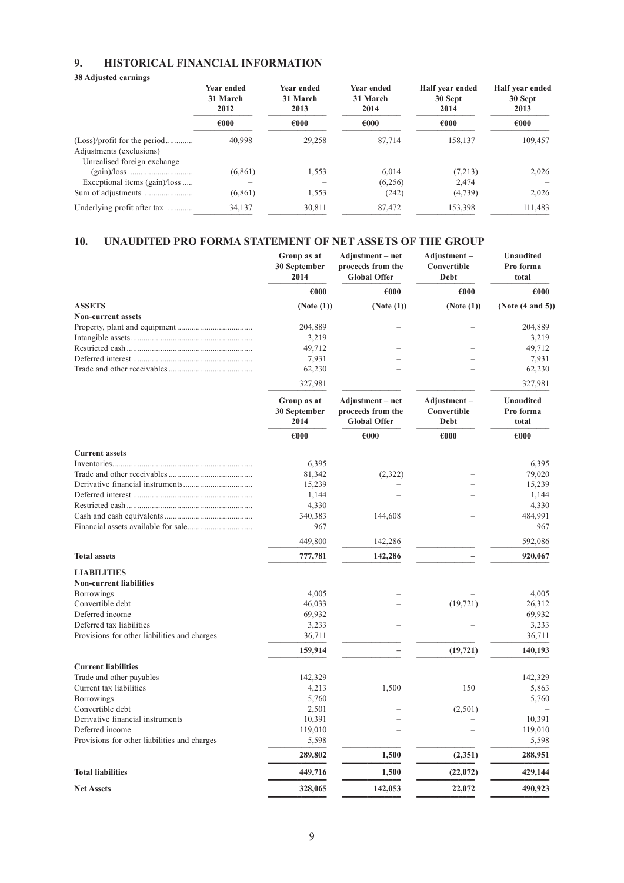## 9. HISTORICAL FINANCIAL INFORMATION

**38 Adjusted earnings**

| | Year ended 31 March 2012 | Year ended 31 March 2013 | Year ended 31 March 2014 | Half year ended 30 Sept 2014 | Half year ended 30 Sept 2013 |
|---|---|---|---|---|---|
| | €000 | €000 | €000 | €000 | €000 |
| (Loss)/profit for the period | 40,998 | 29,258 | 87,714 | 158,137 | 109,457 |
| Adjustments (exclusions) | | | | | |
| Unrealised foreign exchange (gain)/loss | (6,861) | 1,553 | 6,014 | (7,213) | 2,026 |
| Exceptional items (gain)/loss | – | – | (6,256) | 2,474 | – |
| Sum of adjustments | (6,861) | 1,553 | (242) | (4,739) | 2,026 |
| Underlying profit after tax | 34,137 | 30,811 | 87,472 | 153,398 | 111,483 |

## 10. UNAUDITED PRO FORMA STATEMENT OF NET ASSETS OF THE GROUP

| | Group as at 30 September 2014 | Adjustment – net proceeds from the Global Offer | Adjustment – Convertible Debt | Unaudited Pro forma total |
|---|---|---|---|---|
| | €000 | €000 | €000 | €000 |
| **ASSETS** | (Note (1)) | (Note (1)) | (Note (1)) | (Note (4 and 5)) |
| **Non-current assets** | | | | |
| Property, plant and equipment | 204,889 | – | – | 204,889 |
| Intangible assets | 3,219 | – | – | 3,219 |
| Restricted cash | 49,712 | – | – | 49,712 |
| Deferred interest | 7,931 | – | – | 7,931 |
| Trade and other receivables | 62,230 | – | – | 62,230 |
| | 327,981 | – | – | 327,981 |
| **Current assets** | | | | |
| Inventories | 6,395 | – | – | 6,395 |
| Trade and other receivables | 81,342 | (2,322) | – | 79,020 |
| Derivative financial instruments | 15,239 | – | – | 15,239 |
| Deferred interest | 1,144 | – | – | 1,144 |
| Restricted cash | 4,330 | – | – | 4,330 |
| Cash and cash equivalents | 340,383 | 144,608 | – | 484,991 |
| Financial assets available for sale | 967 | – | – | 967 |
| | 449,800 | 142,286 | – | 592,086 |
| **Total assets** | **777,781** | **142,286** | **–** | **920,067** |
| **LIABILITIES** | | | | |
| **Non-current liabilities** | | | | |
| Borrowings | 4,005 | – | – | 4,005 |
| Convertible debt | 46,033 | – | (19,721) | 26,312 |
| Deferred income | 69,932 | – | – | 69,932 |
| Deferred tax liabilities | 3,233 | – | – | 3,233 |
| Provisions for other liabilities and charges | 36,711 | – | – | 36,711 |
| | **159,914** | **–** | **(19,721)** | **140,193** |
| **Current liabilities** | | | | |
| Trade and other payables | 142,329 | – | – | 142,329 |
| Current tax liabilities | 4,213 | 1,500 | 150 | 5,863 |
| Borrowings | 5,760 | – | – | 5,760 |
| Convertible debt | 2,501 | – | (2,501) | – |
| Derivative financial instruments | 10,391 | – | – | 10,391 |
| Deferred income | 119,010 | – | – | 119,010 |
| Provisions for other liabilities and charges | 5,598 | – | – | 5,598 |
| | **289,802** | **1,500** | **(2,351)** | **288,951** |
| **Total liabilities** | **449,716** | **1,500** | **(22,072)** | **429,144** |
| **Net Assets** | **328,065** | **142,053** | **22,072** | **490,923** |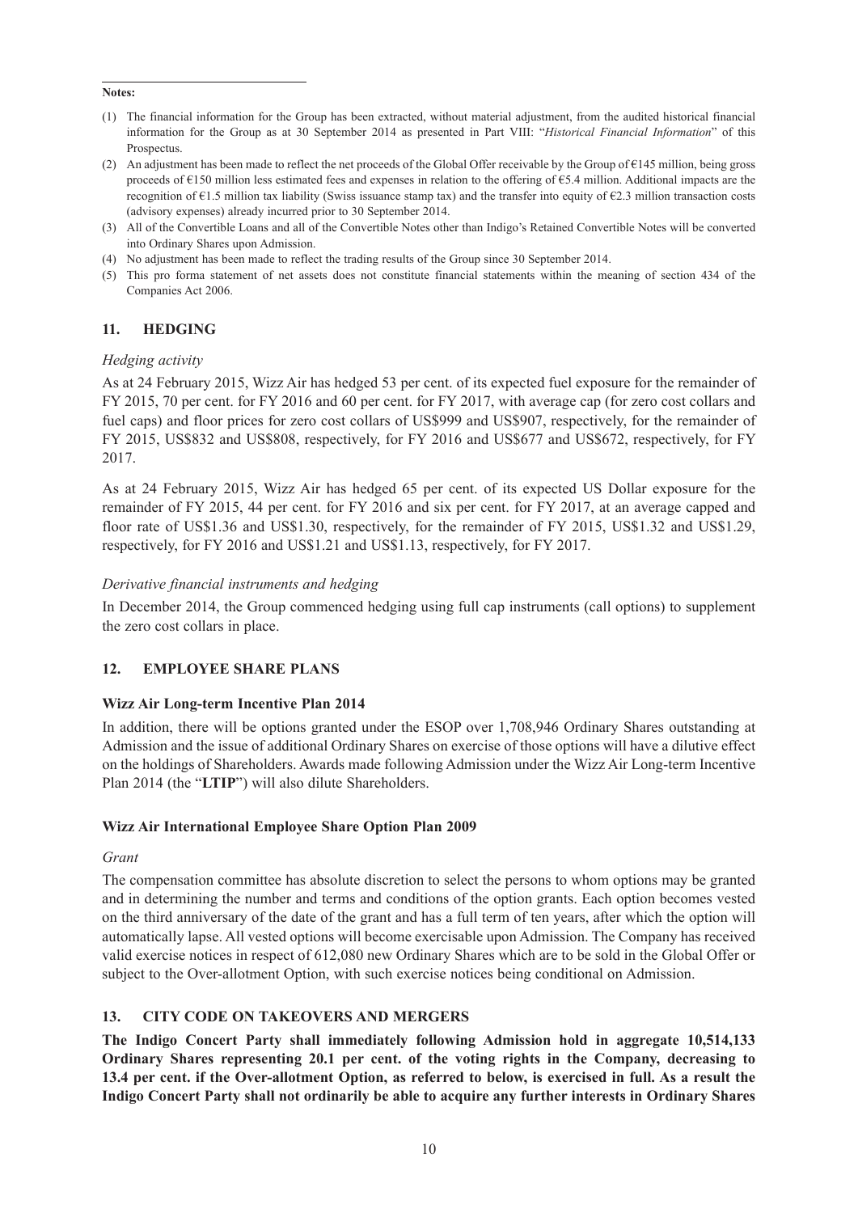**Notes:**

(1) The financial information for the Group has been extracted, without material adjustment, from the audited historical financial information for the Group as at 30 September 2014 as presented in Part VIII: "*Historical Financial Information*" of this Prospectus.

(2) An adjustment has been made to reflect the net proceeds of the Global Offer receivable by the Group of €145 million, being gross proceeds of €150 million less estimated fees and expenses in relation to the offering of €5.4 million. Additional impacts are the recognition of €1.5 million tax liability (Swiss issuance stamp tax) and the transfer into equity of €2.3 million transaction costs (advisory expenses) already incurred prior to 30 September 2014.

(3) All of the Convertible Loans and all of the Convertible Notes other than Indigo's Retained Convertible Notes will be converted into Ordinary Shares upon Admission.

(4) No adjustment has been made to reflect the trading results of the Group since 30 September 2014.

(5) This pro forma statement of net assets does not constitute financial statements within the meaning of section 434 of the Companies Act 2006.

## 11. HEDGING

*Hedging activity*

As at 24 February 2015, Wizz Air has hedged 53 per cent. of its expected fuel exposure for the remainder of FY 2015, 70 per cent. for FY 2016 and 60 per cent. for FY 2017, with average cap (for zero cost collars and fuel caps) and floor prices for zero cost collars of US$999 and US$907, respectively, for the remainder of FY 2015, US$832 and US$808, respectively, for FY 2016 and US$677 and US$672, respectively, for FY 2017.

As at 24 February 2015, Wizz Air has hedged 65 per cent. of its expected US Dollar exposure for the remainder of FY 2015, 44 per cent. for FY 2016 and six per cent. for FY 2017, at an average capped and floor rate of US$1.36 and US$1.30, respectively, for the remainder of FY 2015, US$1.32 and US$1.29, respectively, for FY 2016 and US$1.21 and US$1.13, respectively, for FY 2017.

*Derivative financial instruments and hedging*

In December 2014, the Group commenced hedging using full cap instruments (call options) to supplement the zero cost collars in place.

## 12. EMPLOYEE SHARE PLANS

**Wizz Air Long-term Incentive Plan 2014**

In addition, there will be options granted under the ESOP over 1,708,946 Ordinary Shares outstanding at Admission and the issue of additional Ordinary Shares on exercise of those options will have a dilutive effect on the holdings of Shareholders. Awards made following Admission under the Wizz Air Long-term Incentive Plan 2014 (the "**LTIP**") will also dilute Shareholders.

**Wizz Air International Employee Share Option Plan 2009**

*Grant*

The compensation committee has absolute discretion to select the persons to whom options may be granted and in determining the number and terms and conditions of the option grants. Each option becomes vested on the third anniversary of the date of the grant and has a full term of ten years, after which the option will automatically lapse. All vested options will become exercisable upon Admission. The Company has received valid exercise notices in respect of 612,080 new Ordinary Shares which are to be sold in the Global Offer or subject to the Over-allotment Option, with such exercise notices being conditional on Admission.

## 13. CITY CODE ON TAKEOVERS AND MERGERS

**The Indigo Concert Party shall immediately following Admission hold in aggregate 10,514,133 Ordinary Shares representing 20.1 per cent. of the voting rights in the Company, decreasing to 13.4 per cent. if the Over-allotment Option, as referred to below, is exercised in full. As a result the Indigo Concert Party shall not ordinarily be able to acquire any further interests in Ordinary Shares**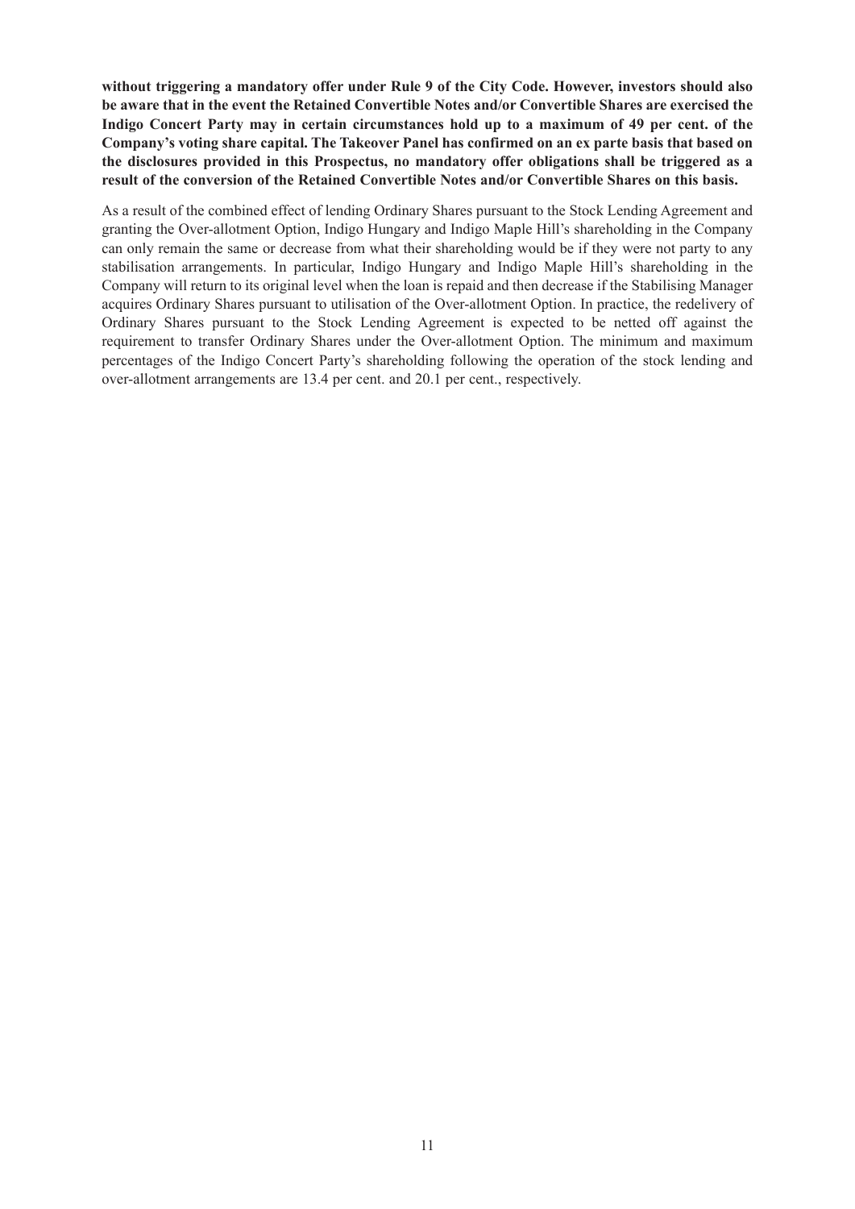**without triggering a mandatory offer under Rule 9 of the City Code. However, investors should also be aware that in the event the Retained Convertible Notes and/or Convertible Shares are exercised the Indigo Concert Party may in certain circumstances hold up to a maximum of 49 per cent. of the Company's voting share capital. The Takeover Panel has confirmed on an ex parte basis that based on the disclosures provided in this Prospectus, no mandatory offer obligations shall be triggered as a result of the conversion of the Retained Convertible Notes and/or Convertible Shares on this basis.**

As a result of the combined effect of lending Ordinary Shares pursuant to the Stock Lending Agreement and granting the Over-allotment Option, Indigo Hungary and Indigo Maple Hill's shareholding in the Company can only remain the same or decrease from what their shareholding would be if they were not party to any stabilisation arrangements. In particular, Indigo Hungary and Indigo Maple Hill's shareholding in the Company will return to its original level when the loan is repaid and then decrease if the Stabilising Manager acquires Ordinary Shares pursuant to utilisation of the Over-allotment Option. In practice, the redelivery of Ordinary Shares pursuant to the Stock Lending Agreement is expected to be netted off against the requirement to transfer Ordinary Shares under the Over-allotment Option. The minimum and maximum percentages of the Indigo Concert Party's shareholding following the operation of the stock lending and over-allotment arrangements are 13.4 per cent. and 20.1 per cent., respectively.